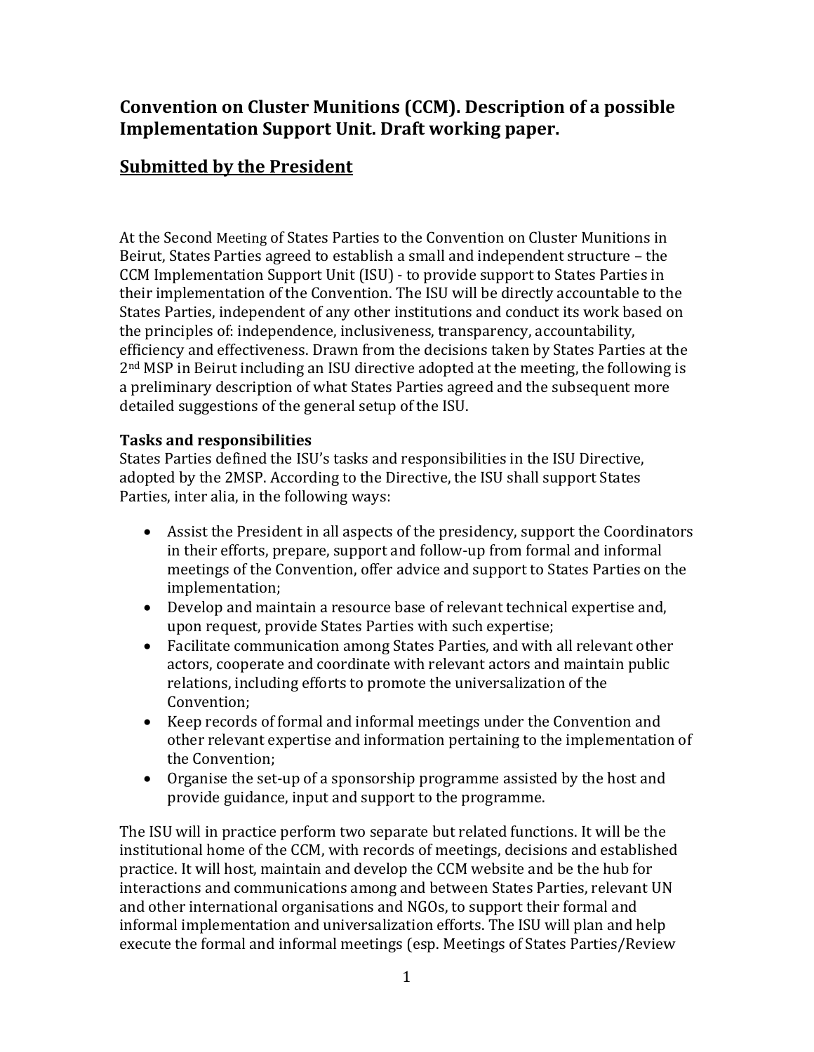# Convention on Cluster Munitions (CCM). Description of a possible Implementation Support Unit. Draft working paper.

## Submitted by the President

At the Second Meeting of States Parties to the Convention on Cluster Munitions in Beirut, States Parties agreed to establish a small and independent structure – the CCM Implementation Support Unit (ISU) - to provide support to States Parties in their implementation of the Convention. The ISU will be directly accountable to the States Parties, independent of any other institutions and conduct its work based on the principles of: independence, inclusiveness, transparency, accountability, efficiency and effectiveness. Drawn from the decisions taken by States Parties at the 2nd MSP in Beirut including an ISU directive adopted at the meeting, the following is a preliminary description of what States Parties agreed and the subsequent more detailed suggestions of the general setup of the ISU.

**Tasks and responsibilities**

States Parties defined the ISU's tasks and responsibilities in the ISU Directive, adopted by the 2MSP. According to the Directive, the ISU shall support States Parties, inter alia, in the following ways:

- Assist the President in all aspects of the presidency, support the Coordinators in their efforts, prepare, support and follow-up from formal and informal meetings of the Convention, offer advice and support to States Parties on the implementation;
- Develop and maintain a resource base of relevant technical expertise and, upon request, provide States Parties with such expertise;
- Facilitate communication among States Parties, and with all relevant other actors, cooperate and coordinate with relevant actors and maintain public relations, including efforts to promote the universalization of the Convention;
- Keep records of formal and informal meetings under the Convention and other relevant expertise and information pertaining to the implementation of the Convention;
- Organise the set-up of a sponsorship programme assisted by the host and provide guidance, input and support to the programme.

The ISU will in practice perform two separate but related functions. It will be the institutional home of the CCM, with records of meetings, decisions and established practice. It will host, maintain and develop the CCM website and be the hub for interactions and communications among and between States Parties, relevant UN and other international organisations and NGOs, to support their formal and informal implementation and universalization efforts. The ISU will plan and help execute the formal and informal meetings (esp. Meetings of States Parties/Review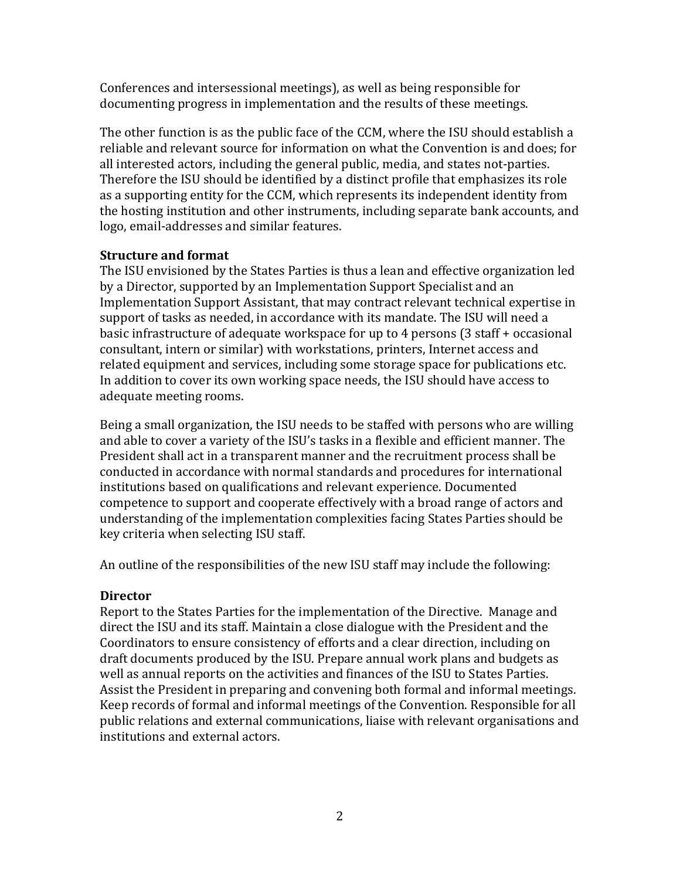Conferences and intersessional meetings), as well as being responsible for documenting progress in implementation and the results of these meetings.

The other function is as the public face of the CCM, where the ISU should establish a reliable and relevant source for information on what the Convention is and does; for all interested actors, including the general public, media, and states not-parties. Therefore the ISU should be identified by a distinct profile that emphasizes its role as a supporting entity for the CCM, which represents its independent identity from the hosting institution and other instruments, including separate bank accounts, and logo, email-addresses and similar features.

**Structure and format**

The ISU envisioned by the States Parties is thus a lean and effective organization led by a Director, supported by an Implementation Support Specialist and an Implementation Support Assistant, that may contract relevant technical expertise in support of tasks as needed, in accordance with its mandate. The ISU will need a basic infrastructure of adequate workspace for up to 4 persons (3 staff + occasional consultant, intern or similar) with workstations, printers, Internet access and related equipment and services, including some storage space for publications etc. In addition to cover its own working space needs, the ISU should have access to adequate meeting rooms.

Being a small organization, the ISU needs to be staffed with persons who are willing and able to cover a variety of the ISU's tasks in a flexible and efficient manner. The President shall act in a transparent manner and the recruitment process shall be conducted in accordance with normal standards and procedures for international institutions based on qualifications and relevant experience. Documented competence to support and cooperate effectively with a broad range of actors and understanding of the implementation complexities facing States Parties should be key criteria when selecting ISU staff.

An outline of the responsibilities of the new ISU staff may include the following:

**Director**

Report to the States Parties for the implementation of the Directive. Manage and direct the ISU and its staff. Maintain a close dialogue with the President and the Coordinators to ensure consistency of efforts and a clear direction, including on draft documents produced by the ISU. Prepare annual work plans and budgets as well as annual reports on the activities and finances of the ISU to States Parties. Assist the President in preparing and convening both formal and informal meetings. Keep records of formal and informal meetings of the Convention. Responsible for all public relations and external communications, liaise with relevant organisations and institutions and external actors.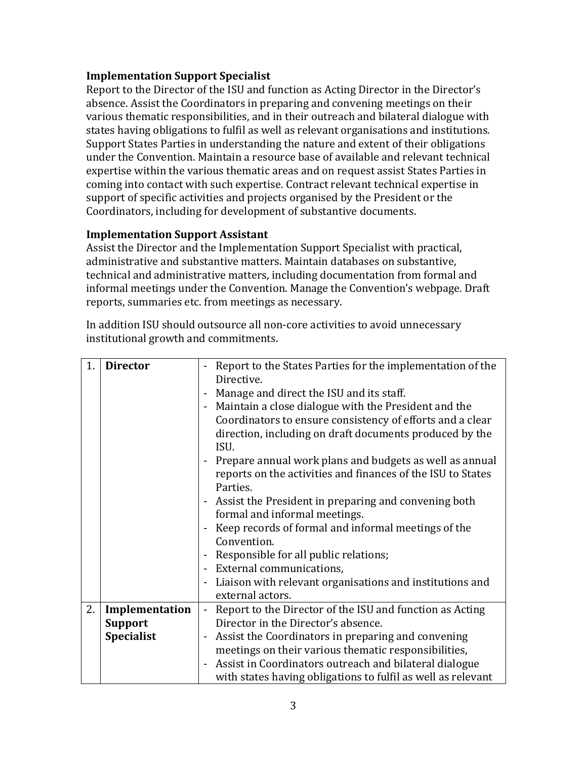**Implementation Support Specialist**
Report to the Director of the ISU and function as Acting Director in the Director's absence. Assist the Coordinators in preparing and convening meetings on their various thematic responsibilities, and in their outreach and bilateral dialogue with states having obligations to fulfil as well as relevant organisations and institutions. Support States Parties in understanding the nature and extent of their obligations under the Convention. Maintain a resource base of available and relevant technical expertise within the various thematic areas and on request assist States Parties in coming into contact with such expertise. Contract relevant technical expertise in support of specific activities and projects organised by the President or the Coordinators, including for development of substantive documents.

**Implementation Support Assistant**
Assist the Director and the Implementation Support Specialist with practical, administrative and substantive matters. Maintain databases on substantive, technical and administrative matters, including documentation from formal and informal meetings under the Convention. Manage the Convention's webpage. Draft reports, summaries etc. from meetings as necessary.

In addition ISU should outsource all non-core activities to avoid unnecessary institutional growth and commitments.

| | | |
|---|---|---|
| 1. | **Director** | - Report to the States Parties for the implementation of the Directive.<br>- Manage and direct the ISU and its staff.<br>- Maintain a close dialogue with the President and the Coordinators to ensure consistency of efforts and a clear direction, including on draft documents produced by the ISU.<br>- Prepare annual work plans and budgets as well as annual reports on the activities and finances of the ISU to States Parties.<br>- Assist the President in preparing and convening both formal and informal meetings.<br>- Keep records of formal and informal meetings of the Convention.<br>- Responsible for all public relations;<br>- External communications,<br>- Liaison with relevant organisations and institutions and external actors. |
| 2. | **Implementation Support Specialist** | - Report to the Director of the ISU and function as Acting Director in the Director's absence.<br>- Assist the Coordinators in preparing and convening meetings on their various thematic responsibilities,<br>- Assist in Coordinators outreach and bilateral dialogue with states having obligations to fulfil as well as relevant |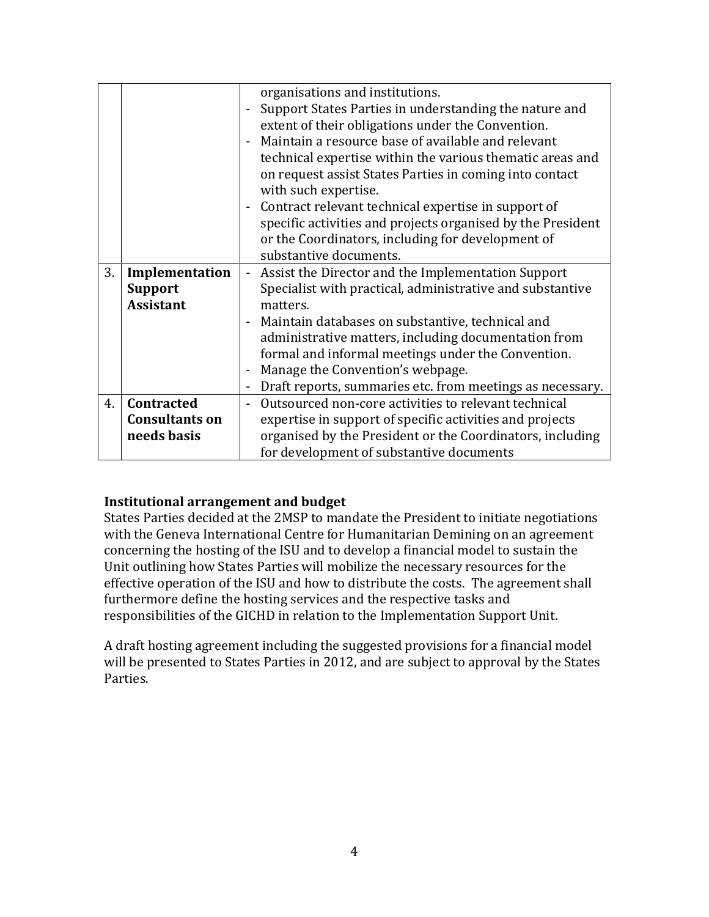| | | |
|---|---|---|
| | | organisations and institutions.<br>- Support States Parties in understanding the nature and extent of their obligations under the Convention.<br>- Maintain a resource base of available and relevant technical expertise within the various thematic areas and on request assist States Parties in coming into contact with such expertise.<br>- Contract relevant technical expertise in support of specific activities and projects organised by the President or the Coordinators, including for development of substantive documents. |
| 3. | **Implementation Support Assistant** | - Assist the Director and the Implementation Support Specialist with practical, administrative and substantive matters.<br>- Maintain databases on substantive, technical and administrative matters, including documentation from formal and informal meetings under the Convention.<br>- Manage the Convention's webpage.<br>- Draft reports, summaries etc. from meetings as necessary. |
| 4. | **Contracted Consultants on needs basis** | - Outsourced non-core activities to relevant technical expertise in support of specific activities and projects organised by the President or the Coordinators, including for development of substantive documents |

**Institutional arrangement and budget**

States Parties decided at the 2MSP to mandate the President to initiate negotiations with the Geneva International Centre for Humanitarian Demining on an agreement concerning the hosting of the ISU and to develop a financial model to sustain the Unit outlining how States Parties will mobilize the necessary resources for the effective operation of the ISU and how to distribute the costs. The agreement shall furthermore define the hosting services and the respective tasks and responsibilities of the GICHD in relation to the Implementation Support Unit.

A draft hosting agreement including the suggested provisions for a financial model will be presented to States Parties in 2012, and are subject to approval by the States Parties.